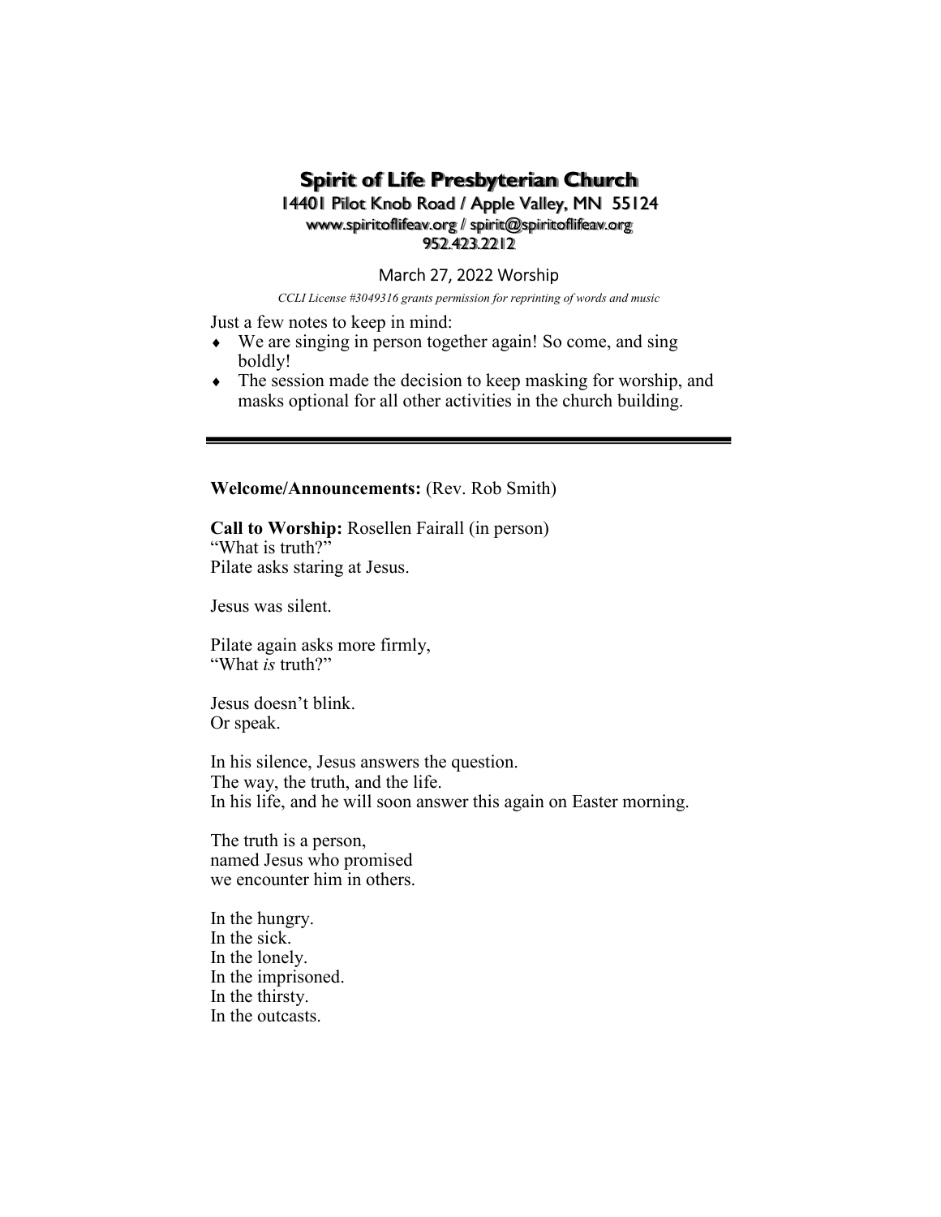# Spirit of Life Presbyterian Church

**14401 Pilot Knob Road / Apple Valley, MN 55124**
**www.spiritoflifeav.org / spirit@spiritoflifeav.org**
**952.423.2212**

March 27, 2022 Worship

*CCLI License #3049316 grants permission for reprinting of words and music*

Just a few notes to keep in mind:

- We are singing in person together again! So come, and sing boldly!
- The session made the decision to keep masking for worship, and masks optional for all other activities in the church building.

---

**Welcome/Announcements:** (Rev. Rob Smith)

**Call to Worship:** Rosellen Fairall (in person)
"What is truth?"
Pilate asks staring at Jesus.

Jesus was silent.

Pilate again asks more firmly,
"What *is* truth?"

Jesus doesn't blink.
Or speak.

In his silence, Jesus answers the question.
The way, the truth, and the life.
In his life, and he will soon answer this again on Easter morning.

The truth is a person,
named Jesus who promised
we encounter him in others.

In the hungry.
In the sick.
In the lonely.
In the imprisoned.
In the thirsty.
In the outcasts.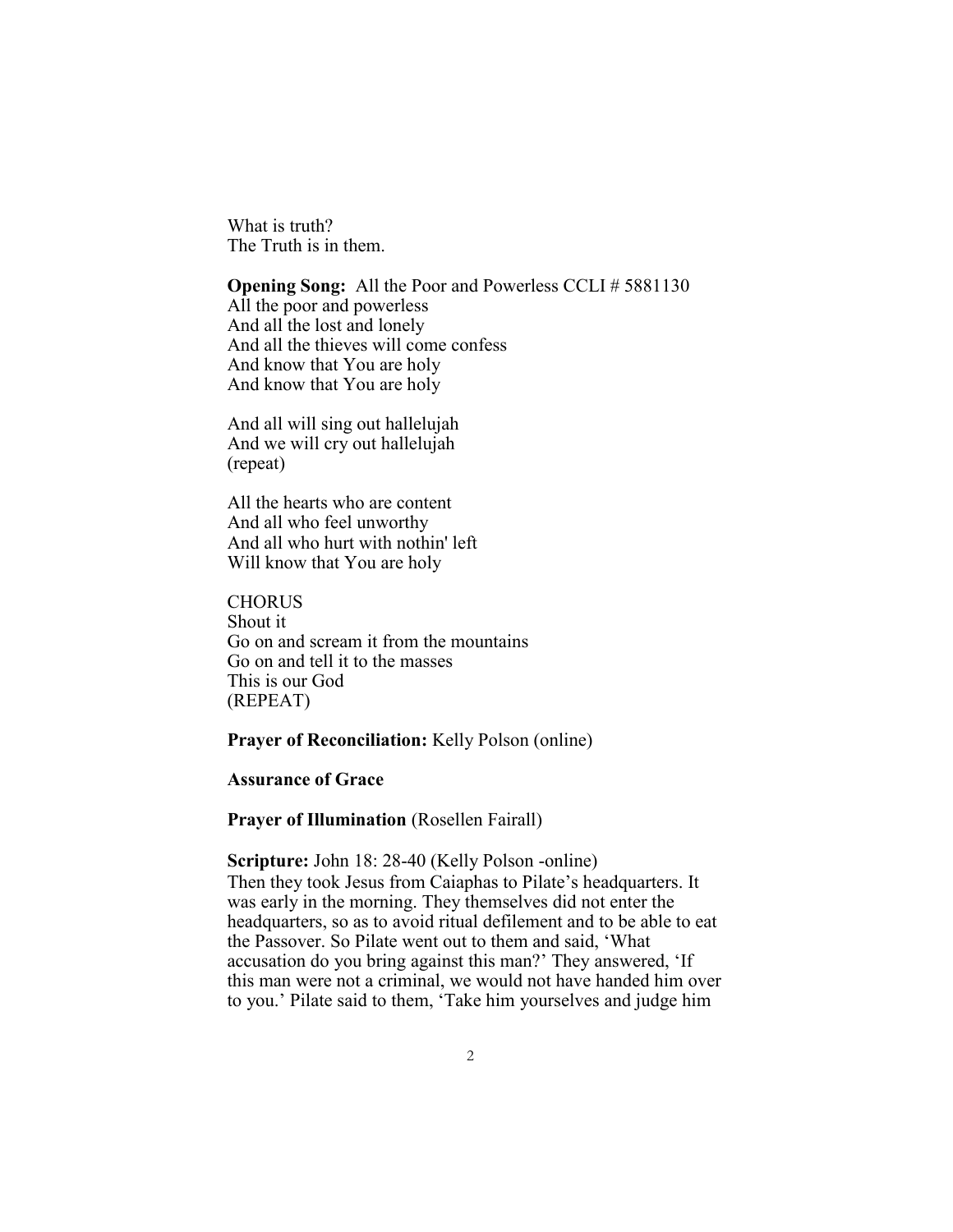What is truth?
The Truth is in them.

**Opening Song:** All the Poor and Powerless CCLI # 5881130
All the poor and powerless
And all the lost and lonely
And all the thieves will come confess
And know that You are holy
And know that You are holy

And all will sing out hallelujah
And we will cry out hallelujah
(repeat)

All the hearts who are content
And all who feel unworthy
And all who hurt with nothin' left
Will know that You are holy

CHORUS
Shout it
Go on and scream it from the mountains
Go on and tell it to the masses
This is our God
(REPEAT)

**Prayer of Reconciliation:** Kelly Polson (online)

**Assurance of Grace**

**Prayer of Illumination** (Rosellen Fairall)

**Scripture:** John 18: 28-40 (Kelly Polson -online)
Then they took Jesus from Caiaphas to Pilate's headquarters. It was early in the morning. They themselves did not enter the headquarters, so as to avoid ritual defilement and to be able to eat the Passover. So Pilate went out to them and said, 'What accusation do you bring against this man?' They answered, 'If this man were not a criminal, we would not have handed him over to you.' Pilate said to them, 'Take him yourselves and judge him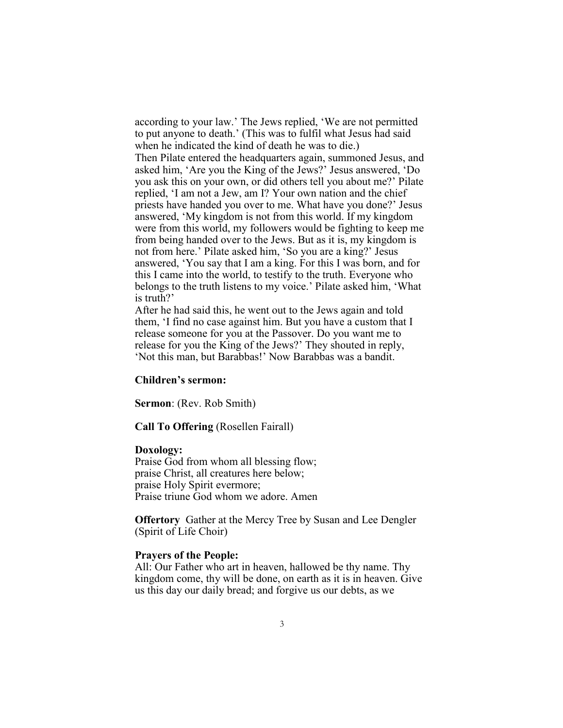according to your law.' The Jews replied, 'We are not permitted to put anyone to death.' (This was to fulfil what Jesus had said when he indicated the kind of death he was to die.)

Then Pilate entered the headquarters again, summoned Jesus, and asked him, 'Are you the King of the Jews?' Jesus answered, 'Do you ask this on your own, or did others tell you about me?' Pilate replied, 'I am not a Jew, am I? Your own nation and the chief priests have handed you over to me. What have you done?' Jesus answered, 'My kingdom is not from this world. If my kingdom were from this world, my followers would be fighting to keep me from being handed over to the Jews. But as it is, my kingdom is not from here.' Pilate asked him, 'So you are a king?' Jesus answered, 'You say that I am a king. For this I was born, and for this I came into the world, to testify to the truth. Everyone who belongs to the truth listens to my voice.' Pilate asked him, 'What is truth?'

After he had said this, he went out to the Jews again and told them, 'I find no case against him. But you have a custom that I release someone for you at the Passover. Do you want me to release for you the King of the Jews?' They shouted in reply, 'Not this man, but Barabbas!' Now Barabbas was a bandit.

**Children's sermon:**

**Sermon**: (Rev. Rob Smith)

**Call To Offering** (Rosellen Fairall)

**Doxology:**
Praise God from whom all blessing flow;
praise Christ, all creatures here below;
praise Holy Spirit evermore;
Praise triune God whom we adore. Amen

**Offertory** Gather at the Mercy Tree by Susan and Lee Dengler (Spirit of Life Choir)

**Prayers of the People:**
All: Our Father who art in heaven, hallowed be thy name. Thy kingdom come, thy will be done, on earth as it is in heaven. Give us this day our daily bread; and forgive us our debts, as we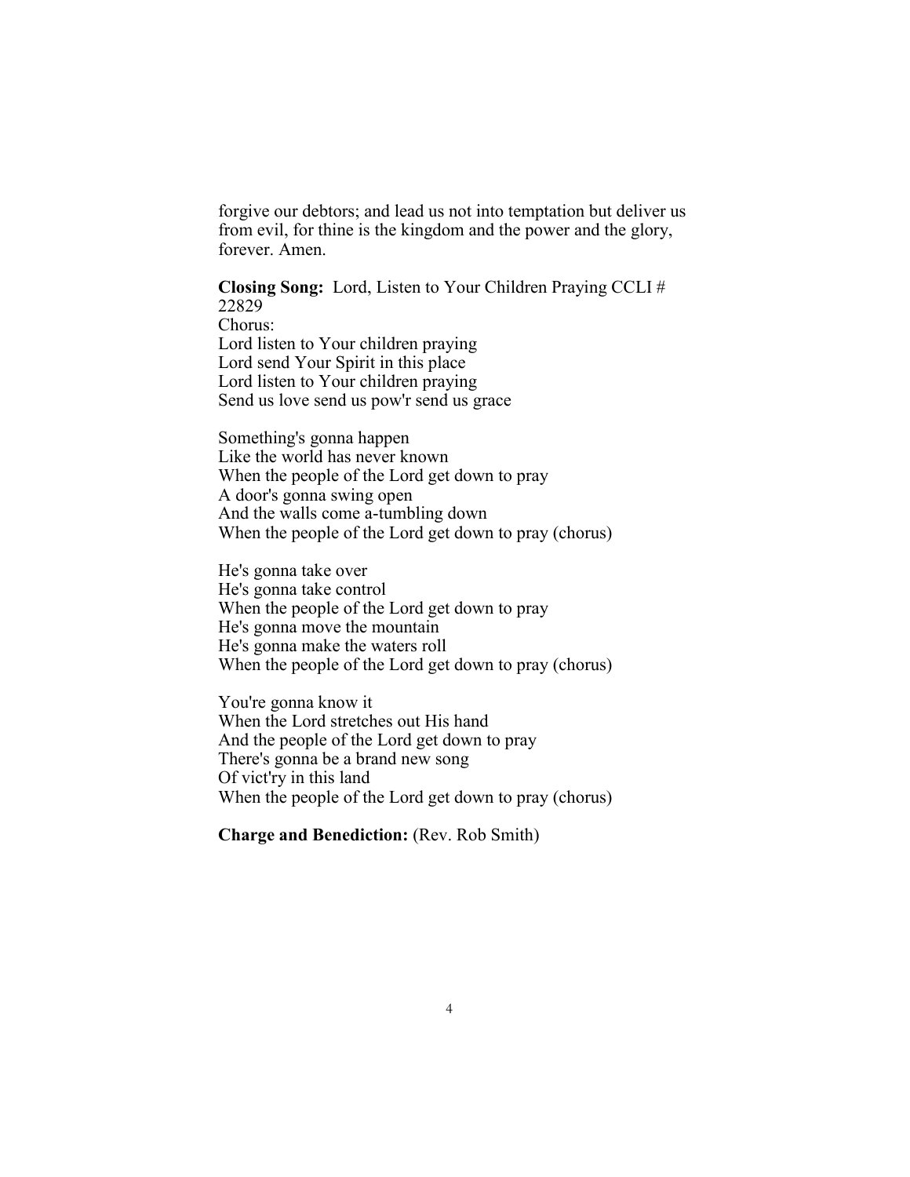forgive our debtors; and lead us not into temptation but deliver us from evil, for thine is the kingdom and the power and the glory, forever. Amen.

**Closing Song:** Lord, Listen to Your Children Praying CCLI # 22829

Chorus:
Lord listen to Your children praying
Lord send Your Spirit in this place
Lord listen to Your children praying
Send us love send us pow'r send us grace

Something's gonna happen
Like the world has never known
When the people of the Lord get down to pray
A door's gonna swing open
And the walls come a-tumbling down
When the people of the Lord get down to pray (chorus)

He's gonna take over
He's gonna take control
When the people of the Lord get down to pray
He's gonna move the mountain
He's gonna make the waters roll
When the people of the Lord get down to pray (chorus)

You're gonna know it
When the Lord stretches out His hand
And the people of the Lord get down to pray
There's gonna be a brand new song
Of vict'ry in this land
When the people of the Lord get down to pray (chorus)

**Charge and Benediction:** (Rev. Rob Smith)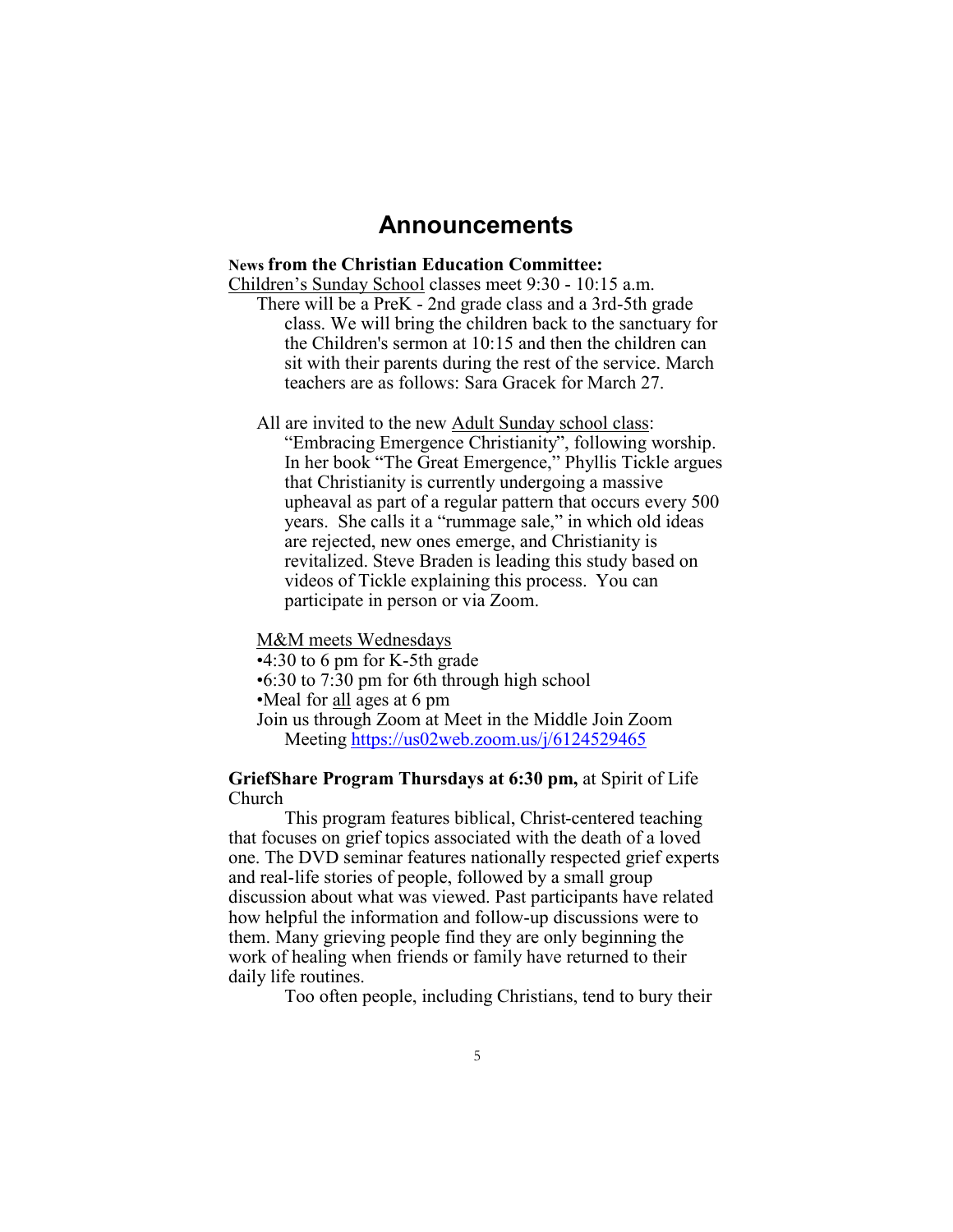# Announcements

**News from the Christian Education Committee:**

Children's Sunday School classes meet 9:30 - 10:15 a.m.

There will be a PreK - 2nd grade class and a 3rd-5th grade class. We will bring the children back to the sanctuary for the Children's sermon at 10:15 and then the children can sit with their parents during the rest of the service. March teachers are as follows: Sara Gracek for March 27.

All are invited to the new Adult Sunday school class: "Embracing Emergence Christianity", following worship. In her book "The Great Emergence," Phyllis Tickle argues that Christianity is currently undergoing a massive upheaval as part of a regular pattern that occurs every 500 years. She calls it a "rummage sale," in which old ideas are rejected, new ones emerge, and Christianity is revitalized. Steve Braden is leading this study based on videos of Tickle explaining this process. You can participate in person or via Zoom.

M&M meets Wednesdays

- 4:30 to 6 pm for K-5th grade
- 6:30 to 7:30 pm for 6th through high school
- Meal for all ages at 6 pm

Join us through Zoom at Meet in the Middle Join Zoom Meeting https://us02web.zoom.us/j/6124529465

**GriefShare Program Thursdays at 6:30 pm,** at Spirit of Life Church

This program features biblical, Christ-centered teaching that focuses on grief topics associated with the death of a loved one. The DVD seminar features nationally respected grief experts and real-life stories of people, followed by a small group discussion about what was viewed. Past participants have related how helpful the information and follow-up discussions were to them. Many grieving people find they are only beginning the work of healing when friends or family have returned to their daily life routines.

Too often people, including Christians, tend to bury their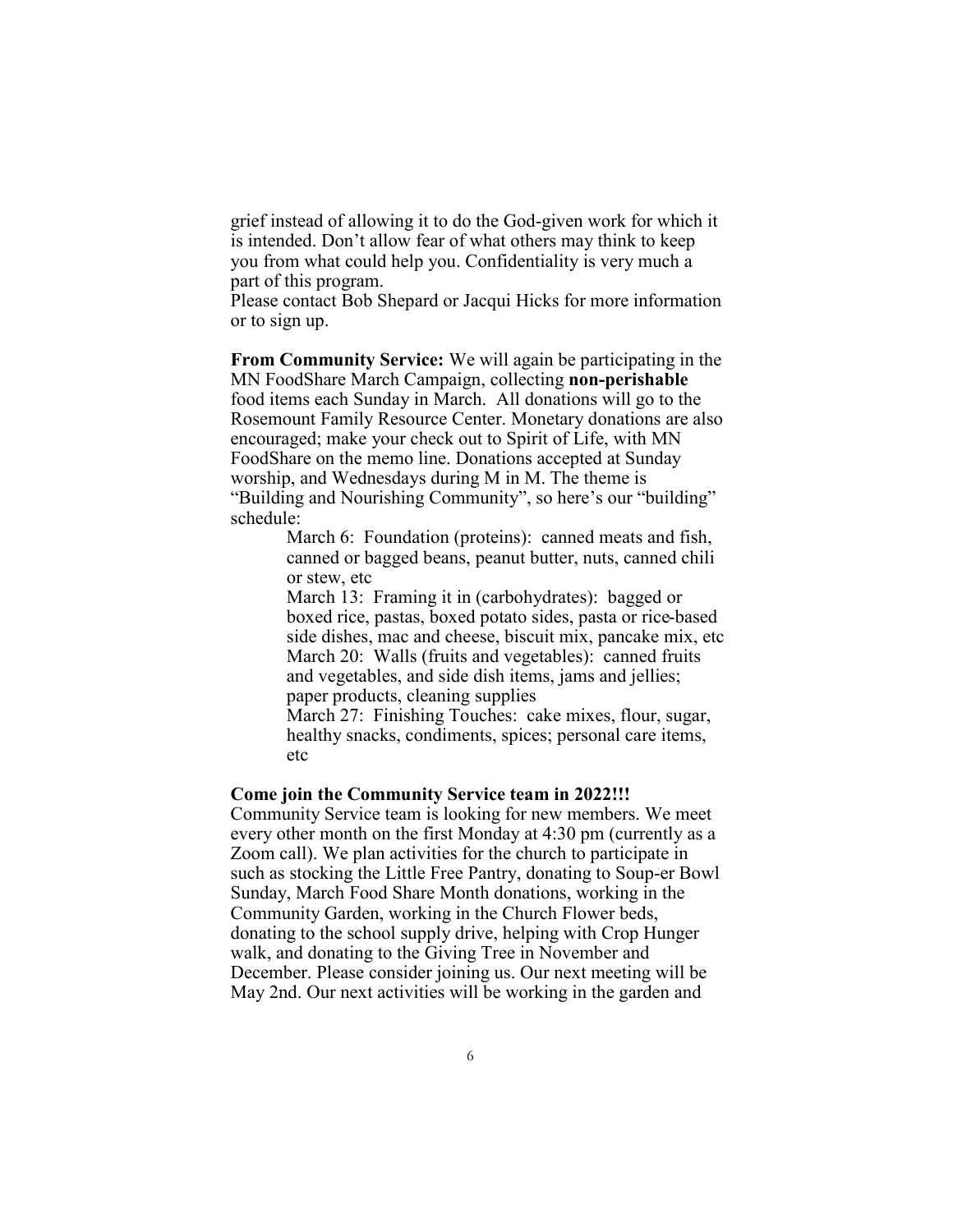grief instead of allowing it to do the God-given work for which it is intended. Don't allow fear of what others may think to keep you from what could help you. Confidentiality is very much a part of this program.

Please contact Bob Shepard or Jacqui Hicks for more information or to sign up.

**From Community Service:** We will again be participating in the MN FoodShare March Campaign, collecting **non-perishable** food items each Sunday in March. All donations will go to the Rosemount Family Resource Center. Monetary donations are also encouraged; make your check out to Spirit of Life, with MN FoodShare on the memo line. Donations accepted at Sunday worship, and Wednesdays during M in M. The theme is "Building and Nourishing Community", so here's our "building" schedule:

> March 6: Foundation (proteins): canned meats and fish, canned or bagged beans, peanut butter, nuts, canned chili or stew, etc
>
> March 13: Framing it in (carbohydrates): bagged or boxed rice, pastas, boxed potato sides, pasta or rice-based side dishes, mac and cheese, biscuit mix, pancake mix, etc
>
> March 20: Walls (fruits and vegetables): canned fruits and vegetables, and side dish items, jams and jellies; paper products, cleaning supplies
>
> March 27: Finishing Touches: cake mixes, flour, sugar, healthy snacks, condiments, spices; personal care items, etc

**Come join the Community Service team in 2022!!!**

Community Service team is looking for new members. We meet every other month on the first Monday at 4:30 pm (currently as a Zoom call). We plan activities for the church to participate in such as stocking the Little Free Pantry, donating to Soup-er Bowl Sunday, March Food Share Month donations, working in the Community Garden, working in the Church Flower beds, donating to the school supply drive, helping with Crop Hunger walk, and donating to the Giving Tree in November and December. Please consider joining us. Our next meeting will be May 2nd. Our next activities will be working in the garden and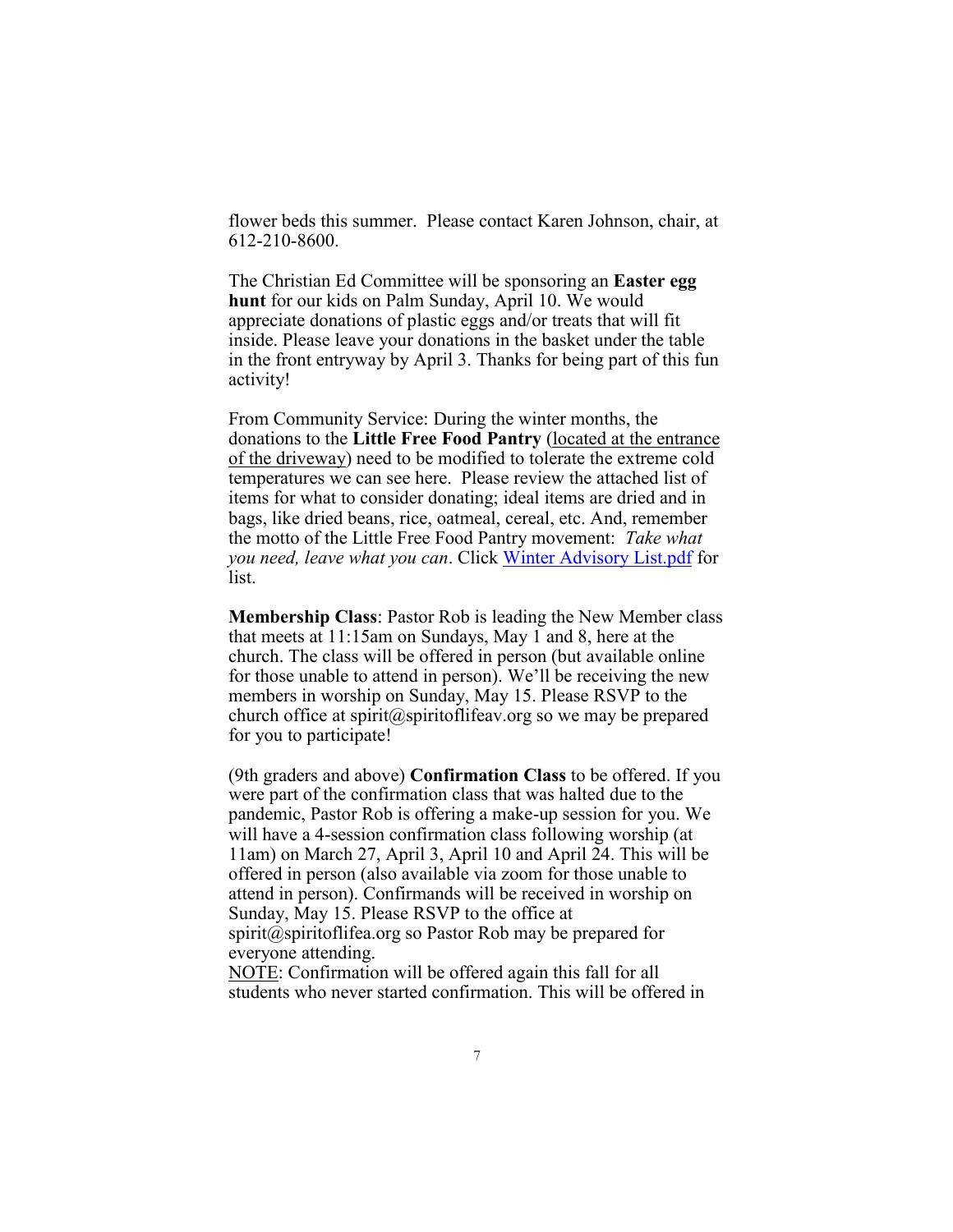flower beds this summer. Please contact Karen Johnson, chair, at 612-210-8600.

The Christian Ed Committee will be sponsoring an **Easter egg hunt** for our kids on Palm Sunday, April 10. We would appreciate donations of plastic eggs and/or treats that will fit inside. Please leave your donations in the basket under the table in the front entryway by April 3. Thanks for being part of this fun activity!

From Community Service: During the winter months, the donations to the **Little Free Food Pantry** (located at the entrance of the driveway) need to be modified to tolerate the extreme cold temperatures we can see here. Please review the attached list of items for what to consider donating; ideal items are dried and in bags, like dried beans, rice, oatmeal, cereal, etc. And, remember the motto of the Little Free Food Pantry movement: *Take what you need, leave what you can*. Click Winter Advisory List.pdf for list.

**Membership Class**: Pastor Rob is leading the New Member class that meets at 11:15am on Sundays, May 1 and 8, here at the church. The class will be offered in person (but available online for those unable to attend in person). We'll be receiving the new members in worship on Sunday, May 15. Please RSVP to the church office at spirit@spiritoflifeav.org so we may be prepared for you to participate!

(9th graders and above) **Confirmation Class** to be offered. If you were part of the confirmation class that was halted due to the pandemic, Pastor Rob is offering a make-up session for you. We will have a 4-session confirmation class following worship (at 11am) on March 27, April 3, April 10 and April 24. This will be offered in person (also available via zoom for those unable to attend in person). Confirmands will be received in worship on Sunday, May 15. Please RSVP to the office at spirit@spiritoflifea.org so Pastor Rob may be prepared for everyone attending.
NOTE: Confirmation will be offered again this fall for all students who never started confirmation. This will be offered in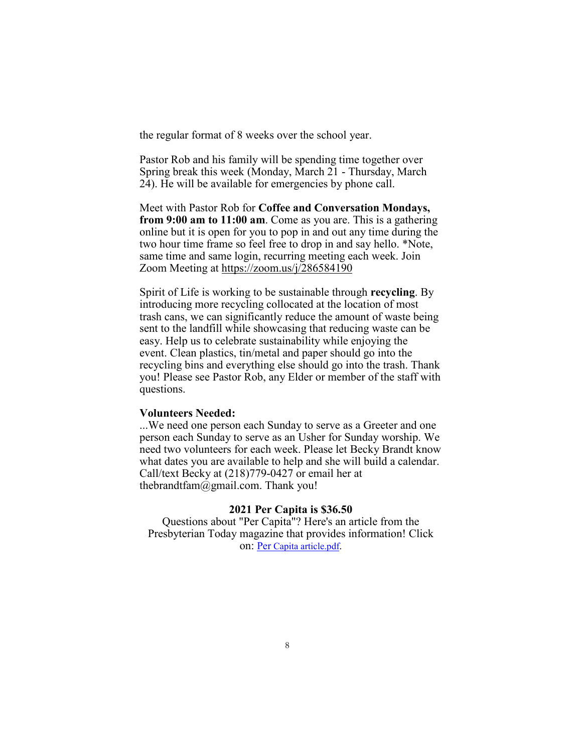the regular format of 8 weeks over the school year.

Pastor Rob and his family will be spending time together over Spring break this week (Monday, March 21 - Thursday, March 24). He will be available for emergencies by phone call.

Meet with Pastor Rob for **Coffee and Conversation Mondays, from 9:00 am to 11:00 am**. Come as you are. This is a gathering online but it is open for you to pop in and out any time during the two hour time frame so feel free to drop in and say hello. *Note, same time and same login, recurring meeting each week. Join Zoom Meeting at https://zoom.us/j/286584190

Spirit of Life is working to be sustainable through **recycling**. By introducing more recycling collocated at the location of most trash cans, we can significantly reduce the amount of waste being sent to the landfill while showcasing that reducing waste can be easy. Help us to celebrate sustainability while enjoying the event. Clean plastics, tin/metal and paper should go into the recycling bins and everything else should go into the trash. Thank you! Please see Pastor Rob, any Elder or member of the staff with questions.

**Volunteers Needed:**
...We need one person each Sunday to serve as a Greeter and one person each Sunday to serve as an Usher for Sunday worship. We need two volunteers for each week. Please let Becky Brandt know what dates you are available to help and she will build a calendar. Call/text Becky at (218)779-0427 or email her at thebrandtfam@gmail.com. Thank you!

**2021 Per Capita is $36.50**

Questions about "Per Capita"? Here's an article from the Presbyterian Today magazine that provides information! Click on: Per Capita article.pdf.